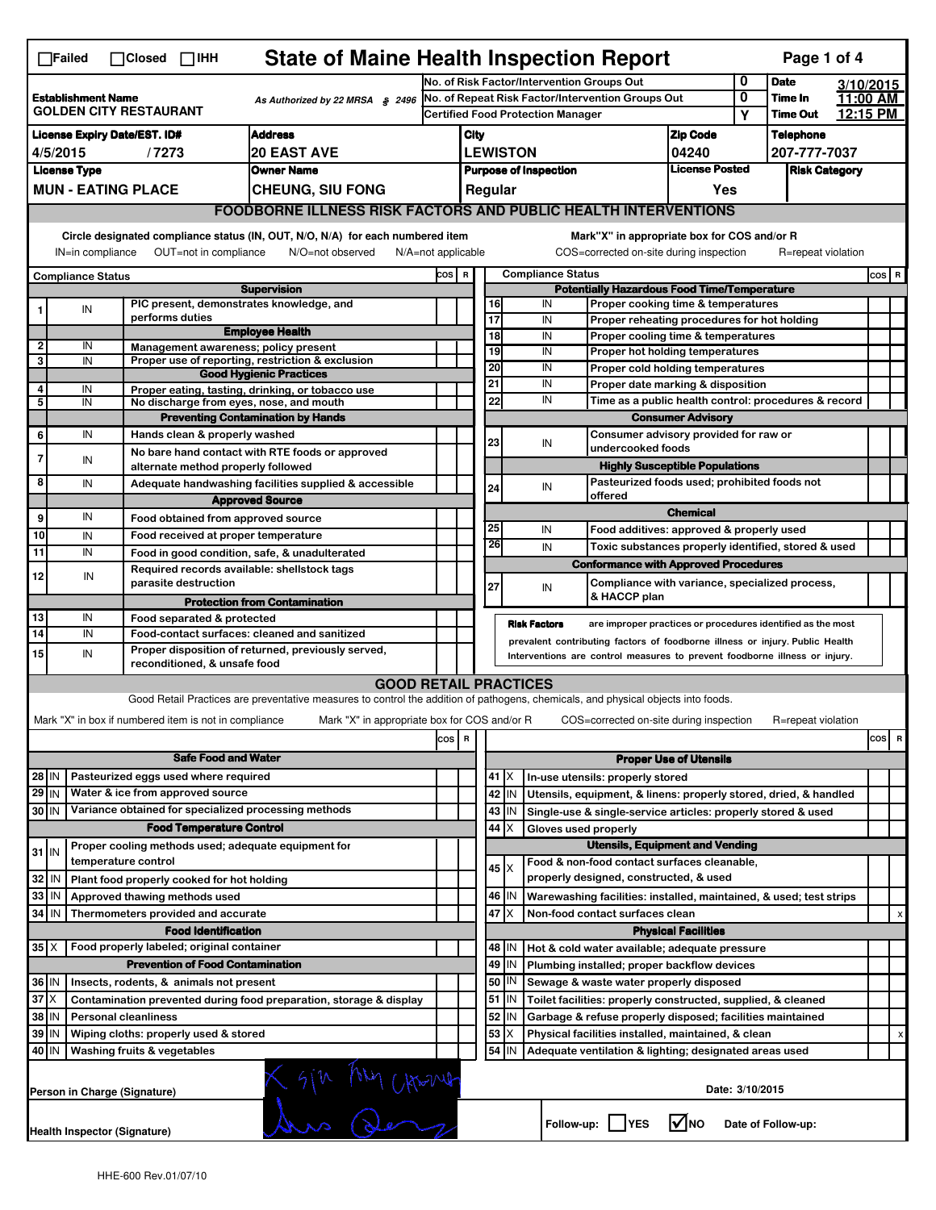☐Failed ☐Closed ☐IHH

# State of Maine Health Inspection Report

| | | | |
|---|---|---|---|
| **Establishment Name** GOLDEN CITY RESTAURANT | As Authorized by 22 MRSA § 2496 | No. of Risk Factor/Intervention Groups Out: 0 | **Date** 3/10/2015 |
| | | No. of Repeat Risk Factor/Intervention Groups Out: 0 | **Time In** 11:00 AM |
| | | Certified Food Protection Manager: Y | **Time Out** 12:15 PM |

| License Expiry Date/EST. ID# | Address | City | Zip Code | Telephone |
|---|---|---|---|---|
| 4/5/2015 / 7273 | 20 EAST AVE | LEWISTON | 04240 | 207-777-7037 |

| License Type | Owner Name | Purpose of Inspection | License Posted | Risk Category |
|---|---|---|---|---|
| MUN - EATING PLACE | CHEUNG, SIU FONG | Regular | Yes | |

## FOODBORNE ILLNESS RISK FACTORS AND PUBLIC HEALTH INTERVENTIONS

Circle designated compliance status (IN, OUT, N/O, N/A) for each numbered item. IN=in compliance OUT=not in compliance N/O=not observed N/A=not applicable

Mark"X" in appropriate box for COS and/or R. COS=corrected on-site during inspection R=repeat violation

| # | Compliance Status | Item | COS | R |
|---|---|---|---|---|
| | | **Supervision** | | |
| 1 | IN | PIC present, demonstrates knowledge, and performs duties | | |
| | | **Employee Health** | | |
| 2 | IN | Management awareness; policy present | | |
| 3 | IN | Proper use of reporting, restriction & exclusion | | |
| | | **Good Hygienic Practices** | | |
| 4 | IN | Proper eating, tasting, drinking, or tobacco use | | |
| 5 | IN | No discharge from eyes, nose, and mouth | | |
| | | **Preventing Contamination by Hands** | | |
| 6 | IN | Hands clean & properly washed | | |
| 7 | IN | No bare hand contact with RTE foods or approved alternate method properly followed | | |
| 8 | IN | Adequate handwashing facilities supplied & accessible | | |
| | | **Approved Source** | | |
| 9 | IN | Food obtained from approved source | | |
| 10 | IN | Food received at proper temperature | | |
| 11 | IN | Food in good condition, safe, & unadulterated | | |
| 12 | IN | Required records available: shellstock tags parasite destruction | | |
| | | **Protection from Contamination** | | |
| 13 | IN | Food separated & protected | | |
| 14 | IN | Food-contact surfaces: cleaned and sanitized | | |
| 15 | IN | Proper disposition of returned, previously served, reconditioned, & unsafe food | | |
| | | **Potentially Hazardous Food Time/Temperature** | | |
| 16 | IN | Proper cooking time & temperatures | | |
| 17 | IN | Proper reheating procedures for hot holding | | |
| 18 | IN | Proper cooling time & temperatures | | |
| 19 | IN | Proper hot holding temperatures | | |
| 20 | IN | Proper cold holding temperatures | | |
| 21 | IN | Proper date marking & disposition | | |
| 22 | IN | Time as a public health control: procedures & record | | |
| | | **Consumer Advisory** | | |
| 23 | IN | Consumer advisory provided for raw or undercooked foods | | |
| | | **Highly Susceptible Populations** | | |
| 24 | IN | Pasteurized foods used; prohibited foods not offered | | |
| | | **Chemical** | | |
| 25 | IN | Food additives: approved & properly used | | |
| 26 | IN | Toxic substances properly identified, stored & used | | |
| | | **Conformance with Approved Procedures** | | |
| 27 | IN | Compliance with variance, specialized process, & HACCP plan | | |

**Risk Factors** are improper practices or procedures identified as the most prevalent contributing factors of foodborne illness or injury. Public Health Interventions are control measures to prevent foodborne illness or injury.

## GOOD RETAIL PRACTICES

Good Retail Practices are preventative measures to control the addition of pathogens, chemicals, and physical objects into foods.

Mark "X" in box if numbered item is not in compliance. Mark "X" in appropriate box for COS and/or R. COS=corrected on-site during inspection R=repeat violation

| # | Status | Item | COS | R |
|---|---|---|---|---|
| | | **Safe Food and Water** | | |
| 28 | IN | Pasteurized eggs used where required | | |
| 29 | IN | Water & ice from approved source | | |
| 30 | IN | Variance obtained for specialized processing methods | | |
| | | **Food Temperature Control** | | |
| 31 | IN | Proper cooling methods used; adequate equipment for temperature control | | |
| 32 | IN | Plant food properly cooked for hot holding | | |
| 33 | IN | Approved thawing methods used | | |
| 34 | IN | Thermometers provided and accurate | | |
| | | **Food Identification** | | |
| 35 | X | Food properly labeled; original container | | |
| | | **Prevention of Food Contamination** | | |
| 36 | IN | Insects, rodents, & animals not present | | |
| 37 | X | Contamination prevented during food preparation, storage & display | | |
| 38 | IN | Personal cleanliness | | |
| 39 | IN | Wiping cloths: properly used & stored | | |
| 40 | IN | Washing fruits & vegetables | | |
| | | **Proper Use of Utensils** | | |
| 41 | X | In-use utensils: properly stored | | |
| 42 | IN | Utensils, equipment, & linens: properly stored, dried, & handled | | |
| 43 | IN | Single-use & single-service articles: properly stored & used | | |
| 44 | X | Gloves used properly | | |
| | | **Utensils, Equipment and Vending** | | |
| 45 | X | Food & non-food contact surfaces cleanable, properly designed, constructed, & used | | |
| 46 | IN | Warewashing facilities: installed, maintained, & used; test strips | | |
| 47 | X | Non-food contact surfaces clean | | x |
| | | **Physical Facilities** | | |
| 48 | IN | Hot & cold water available; adequate pressure | | |
| 49 | IN | Plumbing installed; proper backflow devices | | |
| 50 | IN | Sewage & waste water properly disposed | | |
| 51 | IN | Toilet facilities: properly constructed, supplied, & cleaned | | |
| 52 | IN | Garbage & refuse properly disposed; facilities maintained | | |
| 53 | X | Physical facilities installed, maintained, & clean | | x |
| 54 | IN | Adequate ventilation & lighting; designated areas used | | |

Person in Charge (Signature): X Siu Fong Cheung

Date: 3/10/2015

Health Inspector (Signature): [signature]

Follow-up: ☐ YES ☑ NO Date of Follow-up:

HHE-600 Rev.01/07/10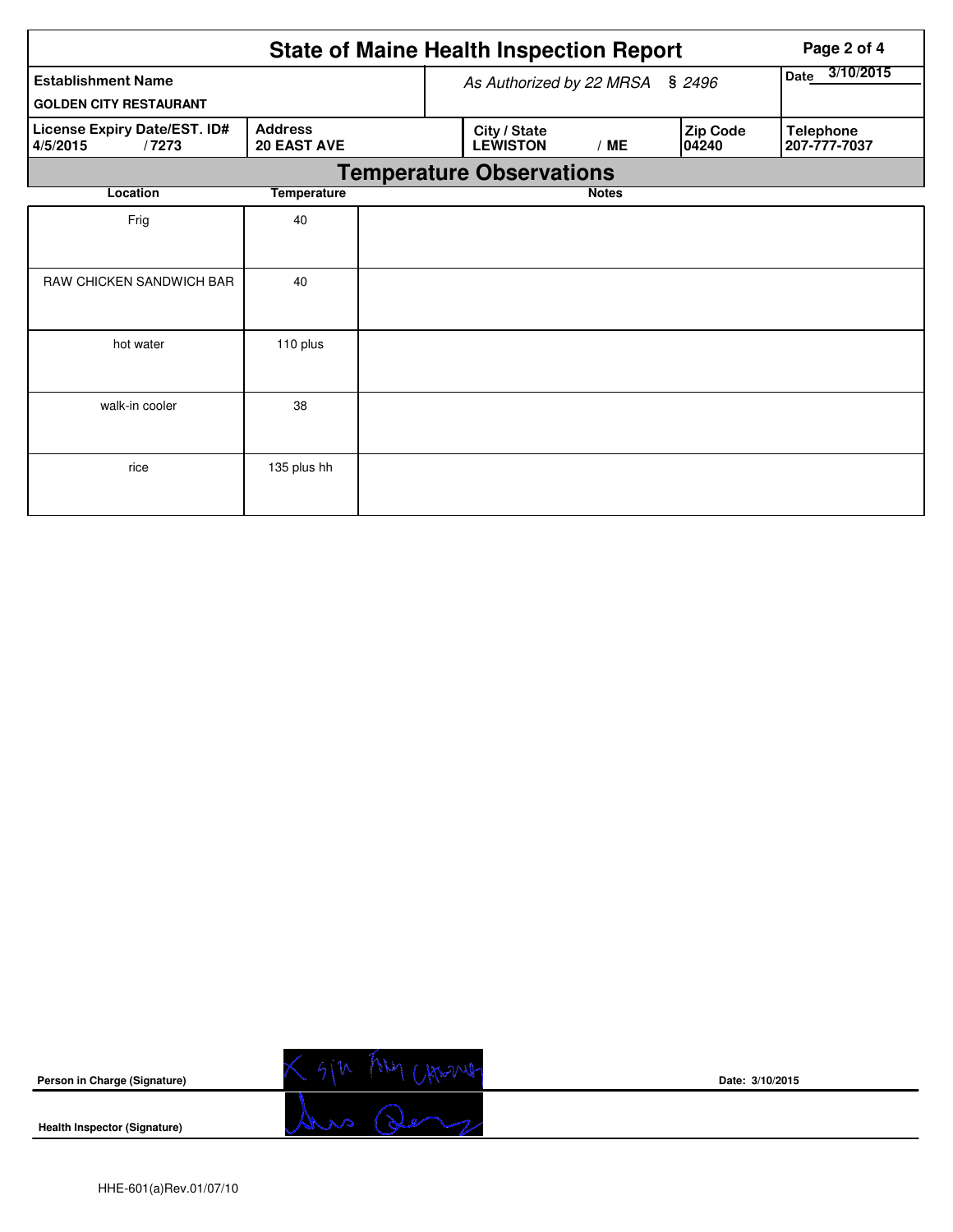# State of Maine Health Inspection Report

| Establishment Name | | As Authorized by 22 MRSA § 2496 | | | Date 3/10/2015 |
|---|---|---|---|---|---|
| GOLDEN CITY RESTAURANT | | | | | |
| License Expiry Date/EST. ID# | Address | City / State | | Zip Code | Telephone |
| 4/5/2015 / 7273 | 20 EAST AVE | LEWISTON | / ME | 04240 | 207-777-7037 |

## Temperature Observations

| Location | Temperature | Notes |
|---|---|---|
| Frig | 40 | |
| RAW CHICKEN SANDWICH BAR | 40 | |
| hot water | 110 plus | |
| walk-in cooler | 38 | |
| rice | 135 plus hh | |

**Person in Charge (Signature)** X sin Ting Chang

**Date:** 3/10/2015

**Health Inspector (Signature)**

HHE-601(a)Rev.01/07/10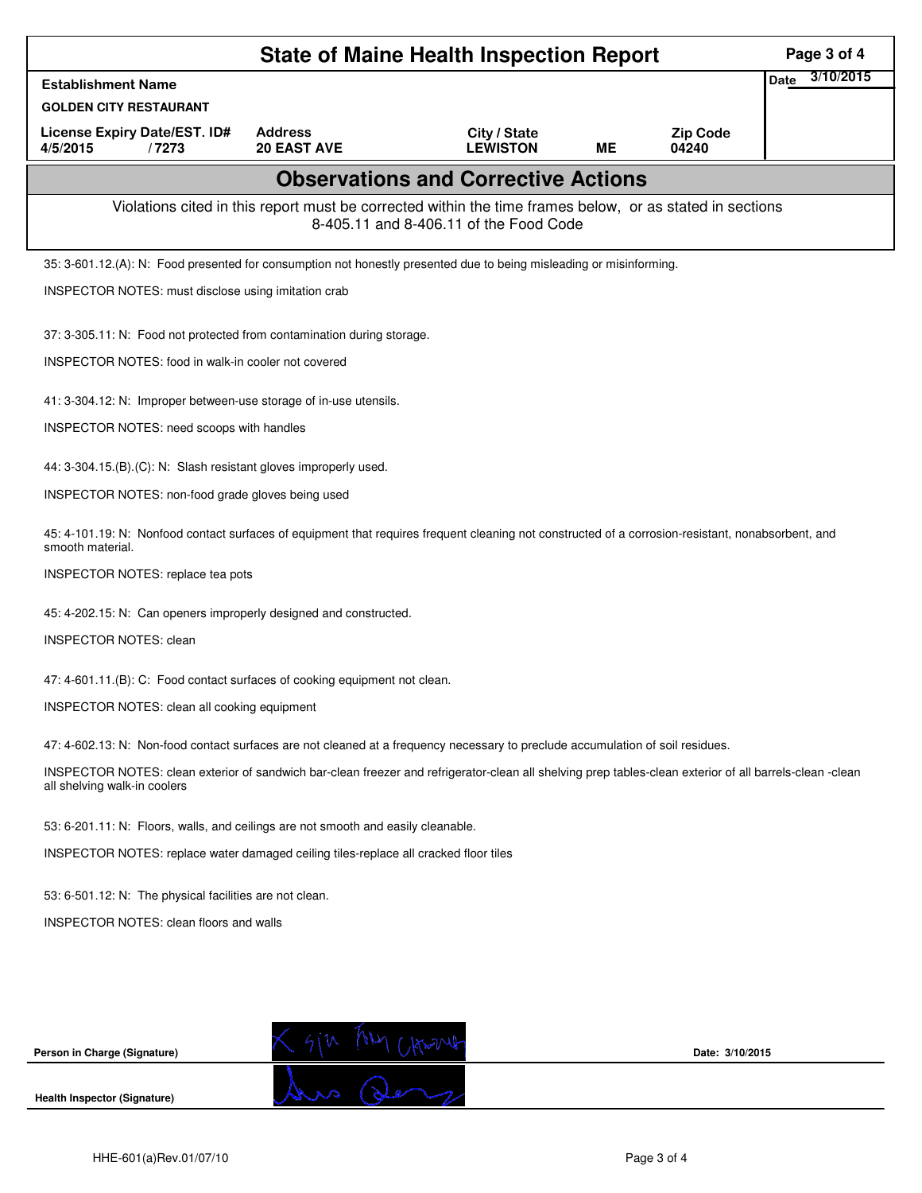# State of Maine Health Inspection Report

| Establishment Name | | | | | Date 3/10/2015 |
|---|---|---|---|---|---|
| GOLDEN CITY RESTAURANT | | | | | |
| License Expiry Date/EST. ID# | Address | City / State | | Zip Code | |
| 4/5/2015 / 7273 | 20 EAST AVE | LEWISTON | ME | 04240 | |

## Observations and Corrective Actions

Violations cited in this report must be corrected within the time frames below, or as stated in sections 8-405.11 and 8-406.11 of the Food Code

35: 3-601.12.(A): N: Food presented for consumption not honestly presented due to being misleading or misinforming.

INSPECTOR NOTES: must disclose using imitation crab

37: 3-305.11: N: Food not protected from contamination during storage.

INSPECTOR NOTES: food in walk-in cooler not covered

41: 3-304.12: N: Improper between-use storage of in-use utensils.

INSPECTOR NOTES: need scoops with handles

44: 3-304.15.(B).(C): N: Slash resistant gloves improperly used.

INSPECTOR NOTES: non-food grade gloves being used

45: 4-101.19: N: Nonfood contact surfaces of equipment that requires frequent cleaning not constructed of a corrosion-resistant, nonabsorbent, and smooth material.

INSPECTOR NOTES: replace tea pots

45: 4-202.15: N: Can openers improperly designed and constructed.

INSPECTOR NOTES: clean

47: 4-601.11.(B): C: Food contact surfaces of cooking equipment not clean.

INSPECTOR NOTES: clean all cooking equipment

47: 4-602.13: N: Non-food contact surfaces are not cleaned at a frequency necessary to preclude accumulation of soil residues.

INSPECTOR NOTES: clean exterior of sandwich bar-clean freezer and refrigerator-clean all shelving prep tables-clean exterior of all barrels-clean -clean all shelving walk-in coolers

53: 6-201.11: N: Floors, walls, and ceilings are not smooth and easily cleanable.

INSPECTOR NOTES: replace water damaged ceiling tiles-replace all cracked floor tiles

53: 6-501.12: N: The physical facilities are not clean.

INSPECTOR NOTES: clean floors and walls

**Person in Charge (Signature)** Date: 3/10/2015

**Health Inspector (Signature)**

HHE-601(a)Rev.01/07/10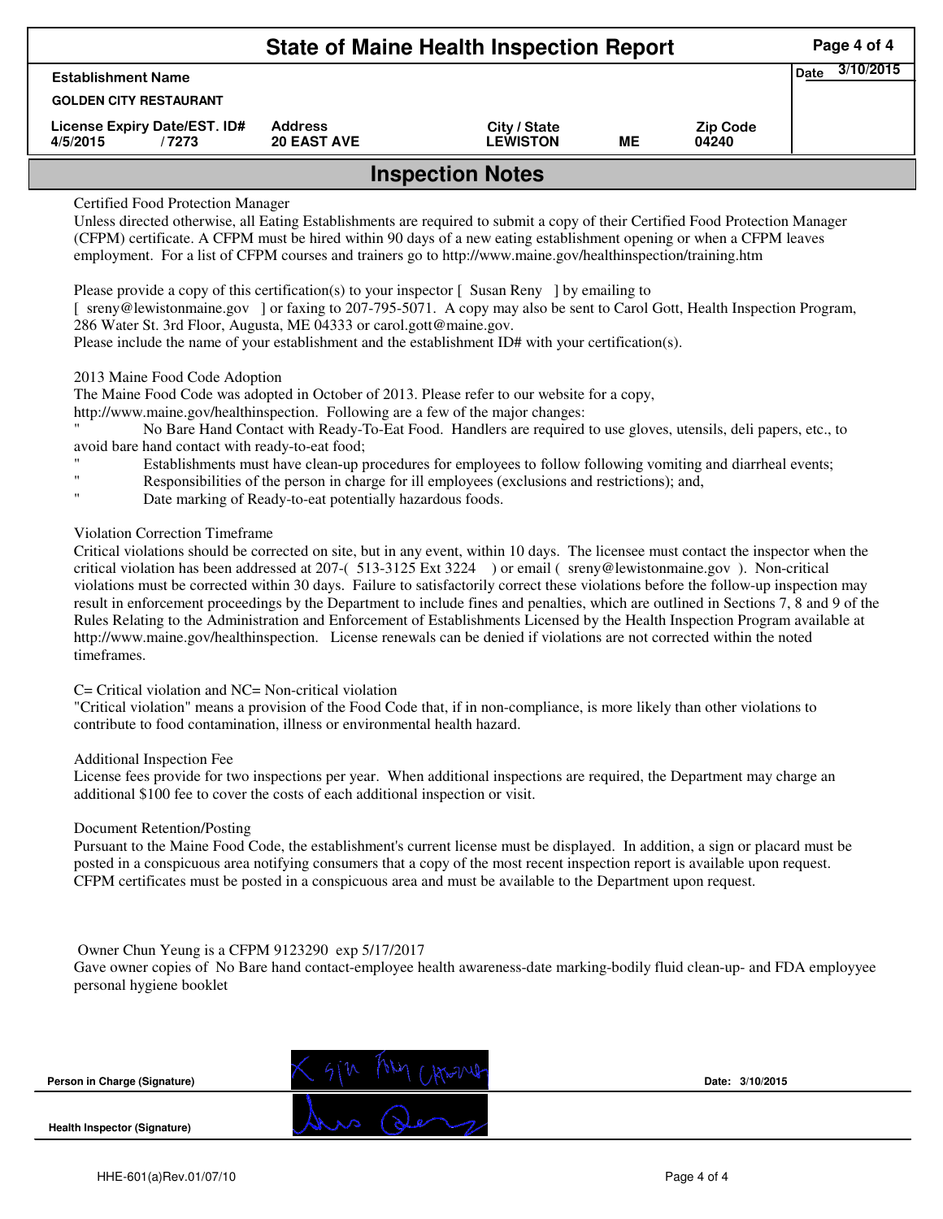# State of Maine Health Inspection Report

| Establishment Name | | | | | Date 3/10/2015 |
|---|---|---|---|---|---|
| GOLDEN CITY RESTAURANT | | | | | |
| License Expiry Date/EST. ID# | Address | City / State | | Zip Code | |
| 4/5/2015 / 7273 | 20 EAST AVE | LEWISTON | ME | 04240 | |

## Inspection Notes

Certified Food Protection Manager

Unless directed otherwise, all Eating Establishments are required to submit a copy of their Certified Food Protection Manager (CFPM) certificate. A CFPM must be hired within 90 days of a new eating establishment opening or when a CFPM leaves employment. For a list of CFPM courses and trainers go to http://www.maine.gov/healthinspection/training.htm

Please provide a copy of this certification(s) to your inspector [ Susan Reny ] by emailing to [ sreny@lewistonmaine.gov ] or faxing to 207-795-5071. A copy may also be sent to Carol Gott, Health Inspection Program, 286 Water St. 3rd Floor, Augusta, ME 04333 or carol.gott@maine.gov.

Please include the name of your establishment and the establishment ID# with your certification(s).

2013 Maine Food Code Adoption

The Maine Food Code was adopted in October of 2013. Please refer to our website for a copy, http://www.maine.gov/healthinspection. Following are a few of the major changes:

" No Bare Hand Contact with Ready-To-Eat Food. Handlers are required to use gloves, utensils, deli papers, etc., to avoid bare hand contact with ready-to-eat food;

" Establishments must have clean-up procedures for employees to follow following vomiting and diarrheal events;

" Responsibilities of the person in charge for ill employees (exclusions and restrictions); and,

" Date marking of Ready-to-eat potentially hazardous foods.

Violation Correction Timeframe

Critical violations should be corrected on site, but in any event, within 10 days. The licensee must contact the inspector when the critical violation has been addressed at 207-( 513-3125 Ext 3224 ) or email ( sreny@lewistonmaine.gov ). Non-critical violations must be corrected within 30 days. Failure to satisfactorily correct these violations before the follow-up inspection may result in enforcement proceedings by the Department to include fines and penalties, which are outlined in Sections 7, 8 and 9 of the Rules Relating to the Administration and Enforcement of Establishments Licensed by the Health Inspection Program available at http://www.maine.gov/healthinspection. License renewals can be denied if violations are not corrected within the noted timeframes.

C= Critical violation and NC= Non-critical violation

"Critical violation" means a provision of the Food Code that, if in non-compliance, is more likely than other violations to contribute to food contamination, illness or environmental health hazard.

Additional Inspection Fee

License fees provide for two inspections per year. When additional inspections are required, the Department may charge an additional $100 fee to cover the costs of each additional inspection or visit.

Document Retention/Posting

Pursuant to the Maine Food Code, the establishment's current license must be displayed. In addition, a sign or placard must be posted in a conspicuous area notifying consumers that a copy of the most recent inspection report is available upon request. CFPM certificates must be posted in a conspicuous area and must be available to the Department upon request.

Owner Chun Yeung is a CFPM 9123290 exp 5/17/2017

Gave owner copies of No Bare hand contact-employee health awareness-date marking-bodily fluid clean-up- and FDA employyee personal hygiene booklet

| | | |
|---|---|---|
| Person in Charge (Signature) | X Sin Fan Cheung | Date: 3/10/2015 |
| Health Inspector (Signature) | Sus Reny | |

HHE-601(a)Rev.01/07/10